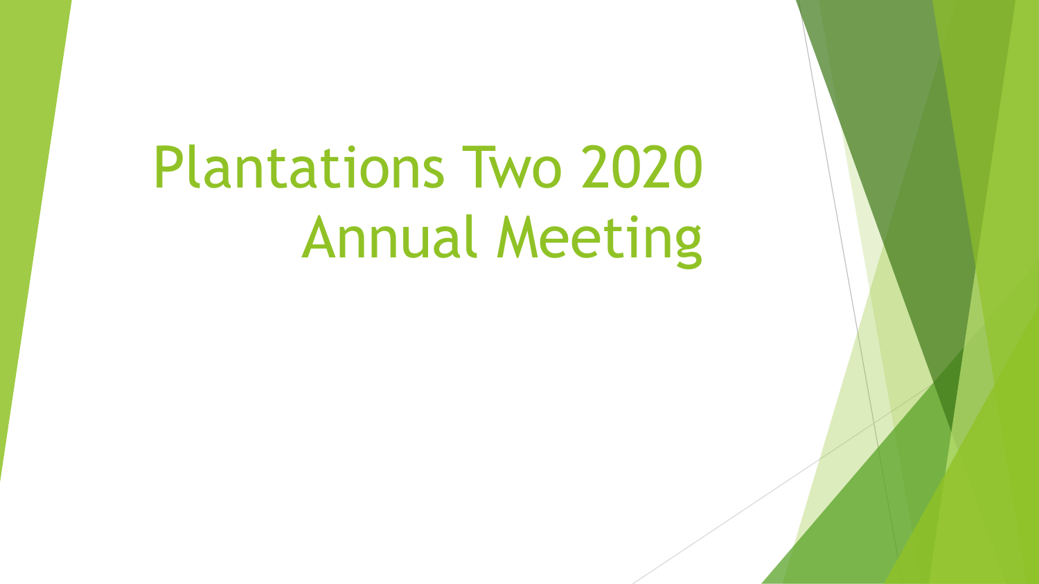# Plantations Two 2020 Annual Meeting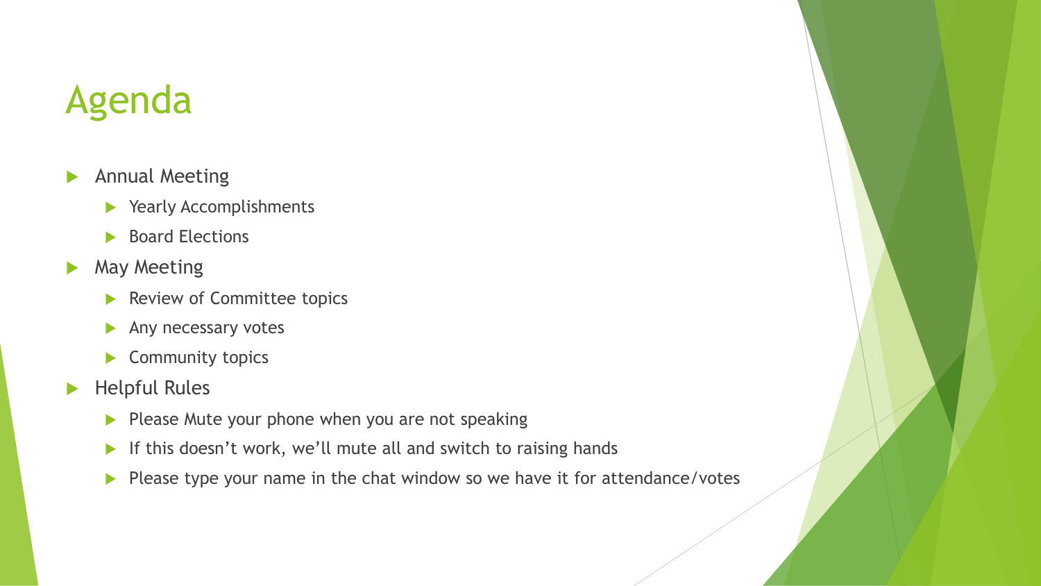# Agenda

- Annual Meeting
  - Yearly Accomplishments
  - Board Elections
- May Meeting
  - Review of Committee topics
  - Any necessary votes
  - Community topics
- Helpful Rules
  - Please Mute your phone when you are not speaking
  - If this doesn't work, we'll mute all and switch to raising hands
  - Please type your name in the chat window so we have it for attendance/votes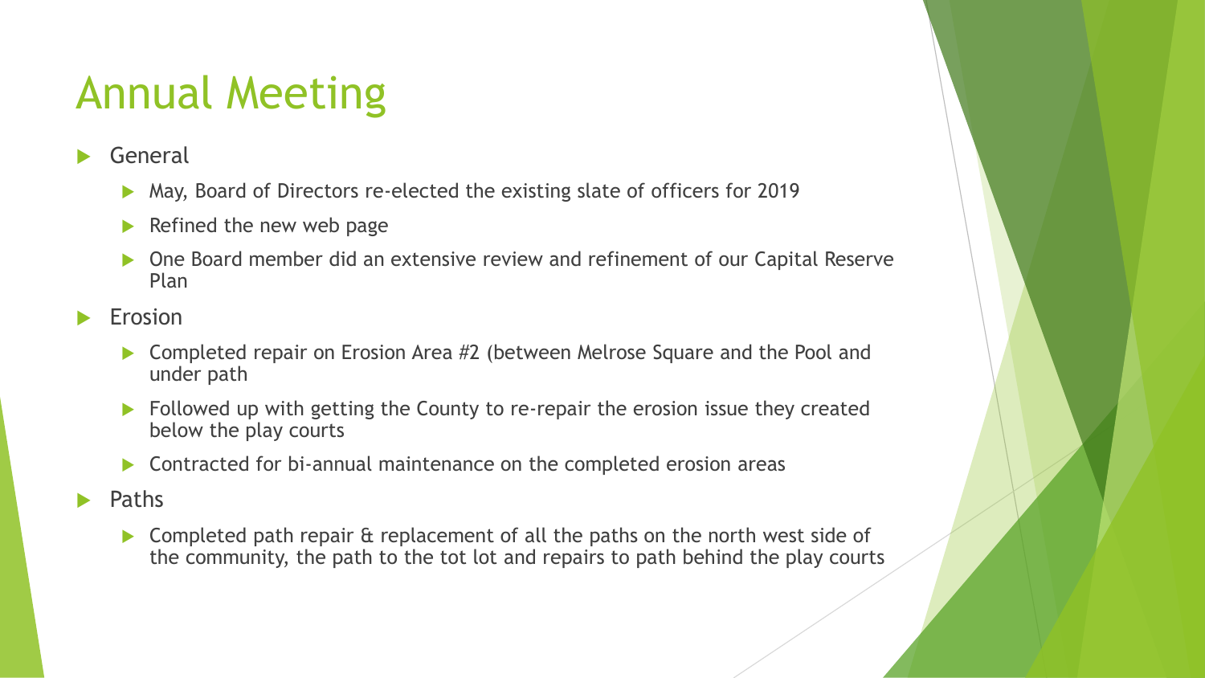# Annual Meeting

- General
  - May, Board of Directors re-elected the existing slate of officers for 2019
  - Refined the new web page
  - One Board member did an extensive review and refinement of our Capital Reserve Plan
- Erosion
  - Completed repair on Erosion Area #2 (between Melrose Square and the Pool and under path
  - Followed up with getting the County to re-repair the erosion issue they created below the play courts
  - Contracted for bi-annual maintenance on the completed erosion areas
- Paths
  - Completed path repair & replacement of all the paths on the north west side of the community, the path to the tot lot and repairs to path behind the play courts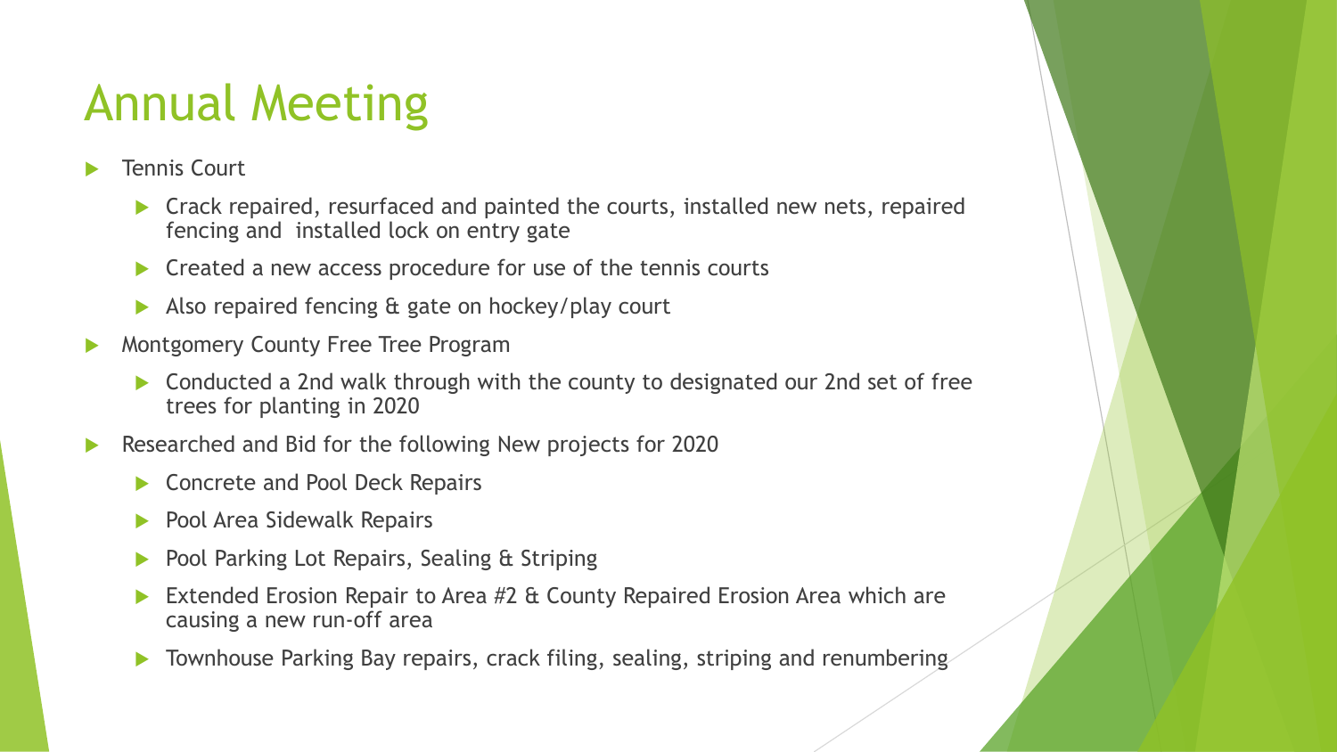# Annual Meeting

- Tennis Court
  - Crack repaired, resurfaced and painted the courts, installed new nets, repaired fencing and installed lock on entry gate
  - Created a new access procedure for use of the tennis courts
  - Also repaired fencing & gate on hockey/play court
- Montgomery County Free Tree Program
  - Conducted a 2nd walk through with the county to designated our 2nd set of free trees for planting in 2020
- Researched and Bid for the following New projects for 2020
  - Concrete and Pool Deck Repairs
  - Pool Area Sidewalk Repairs
  - Pool Parking Lot Repairs, Sealing & Striping
  - Extended Erosion Repair to Area #2 & County Repaired Erosion Area which are causing a new run-off area
  - Townhouse Parking Bay repairs, crack filing, sealing, striping and renumbering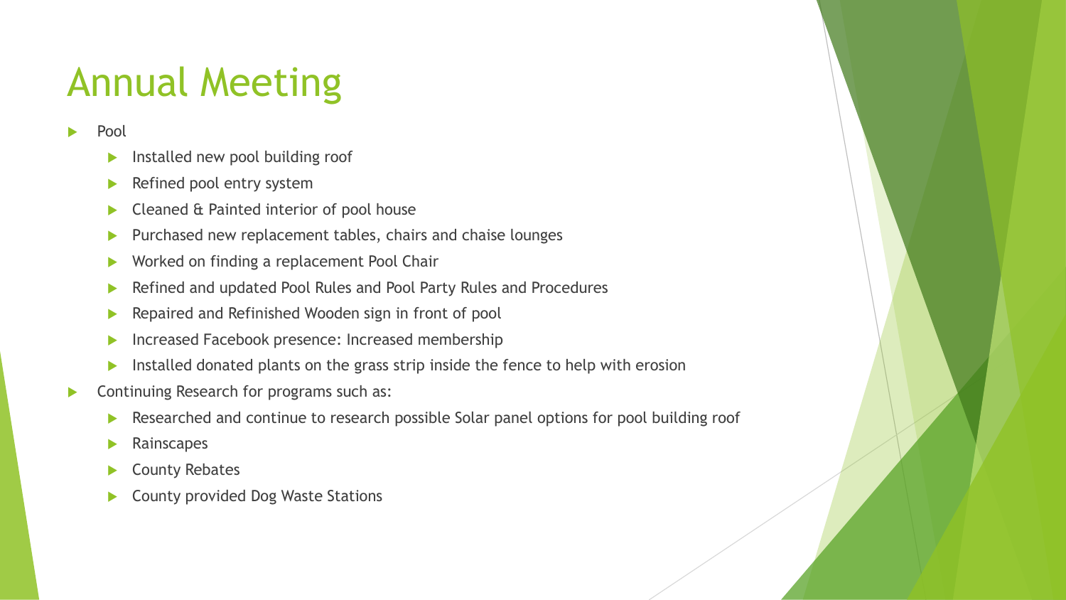# Annual Meeting

- Pool
  - Installed new pool building roof
  - Refined pool entry system
  - Cleaned & Painted interior of pool house
  - Purchased new replacement tables, chairs and chaise lounges
  - Worked on finding a replacement Pool Chair
  - Refined and updated Pool Rules and Pool Party Rules and Procedures
  - Repaired and Refinished Wooden sign in front of pool
  - Increased Facebook presence: Increased membership
  - Installed donated plants on the grass strip inside the fence to help with erosion
- Continuing Research for programs such as:
  - Researched and continue to research possible Solar panel options for pool building roof
  - Rainscapes
  - County Rebates
  - County provided Dog Waste Stations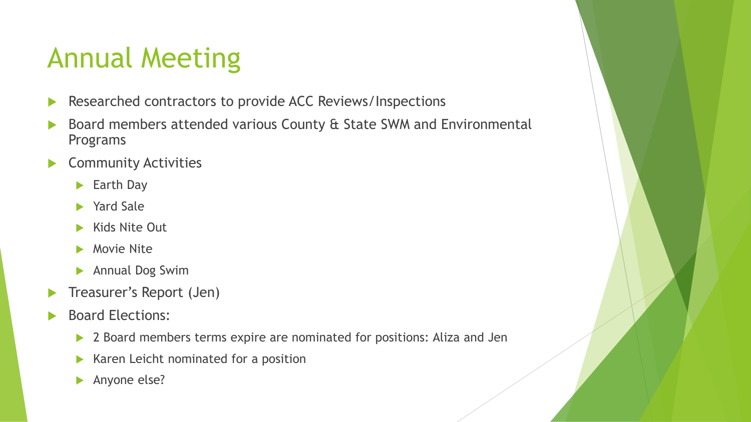# Annual Meeting

- Researched contractors to provide ACC Reviews/Inspections
- Board members attended various County & State SWM and Environmental Programs
- Community Activities
  - Earth Day
  - Yard Sale
  - Kids Nite Out
  - Movie Nite
  - Annual Dog Swim
- Treasurer's Report (Jen)
- Board Elections:
  - 2 Board members terms expire are nominated for positions: Aliza and Jen
  - Karen Leicht nominated for a position
  - Anyone else?